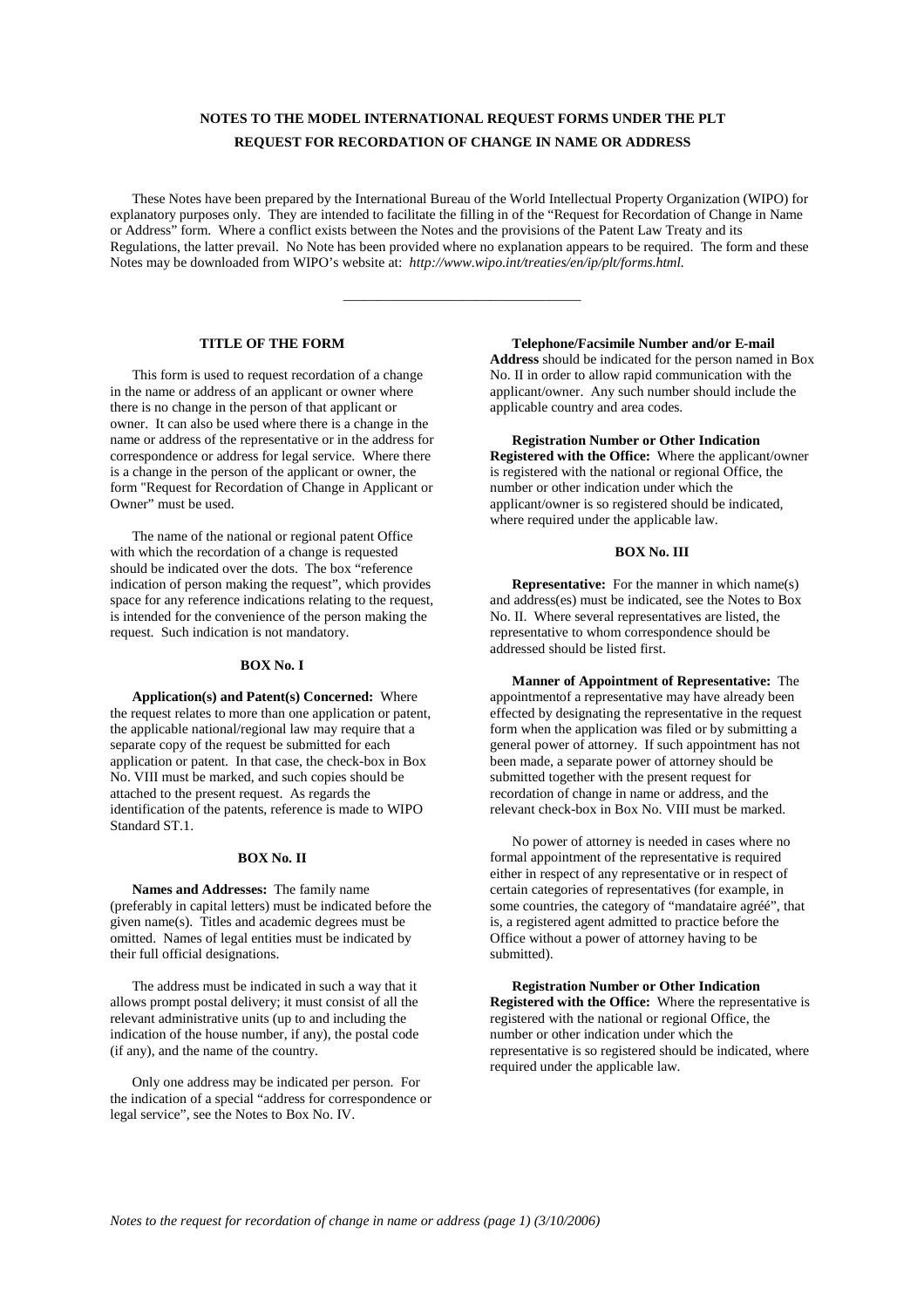# NOTES TO THE MODEL INTERNATIONAL REQUEST FORMS UNDER THE PLT

## REQUEST FOR RECORDATION OF CHANGE IN NAME OR ADDRESS

These Notes have been prepared by the International Bureau of the World Intellectual Property Organization (WIPO) for explanatory purposes only. They are intended to facilitate the filling in of the "Request for Recordation of Change in Name or Address" form. Where a conflict exists between the Notes and the provisions of the Patent Law Treaty and its Regulations, the latter prevail. No Note has been provided where no explanation appears to be required. The form and these Notes may be downloaded from WIPO's website at: *http://www.wipo.int/treaties/en/ip/plt/forms.html.*

---

### TITLE OF THE FORM

This form is used to request recordation of a change in the name or address of an applicant or owner where there is no change in the person of that applicant or owner. It can also be used where there is a change in the name or address of the representative or in the address for correspondence or address for legal service. Where there is a change in the person of the applicant or owner, the form "Request for Recordation of Change in Applicant or Owner" must be used.

The name of the national or regional patent Office with which the recordation of a change is requested should be indicated over the dots. The box "reference indication of person making the request", which provides space for any reference indications relating to the request, is intended for the convenience of the person making the request. Such indication is not mandatory.

### BOX No. I

**Application(s) and Patent(s) Concerned:** Where the request relates to more than one application or patent, the applicable national/regional law may require that a separate copy of the request be submitted for each application or patent. In that case, the check-box in Box No. VIII must be marked, and such copies should be attached to the present request. As regards the identification of the patents, reference is made to WIPO Standard ST.1.

### BOX No. II

**Names and Addresses:** The family name (preferably in capital letters) must be indicated before the given name(s). Titles and academic degrees must be omitted. Names of legal entities must be indicated by their full official designations.

The address must be indicated in such a way that it allows prompt postal delivery; it must consist of all the relevant administrative units (up to and including the indication of the house number, if any), the postal code (if any), and the name of the country.

Only one address may be indicated per person. For the indication of a special "address for correspondence or legal service", see the Notes to Box No. IV.

**Telephone/Facsimile Number and/or E-mail Address** should be indicated for the person named in Box No. II in order to allow rapid communication with the applicant/owner. Any such number should include the applicable country and area codes.

**Registration Number or Other Indication Registered with the Office:** Where the applicant/owner is registered with the national or regional Office, the number or other indication under which the applicant/owner is so registered should be indicated, where required under the applicable law.

### BOX No. III

**Representative:** For the manner in which name(s) and address(es) must be indicated, see the Notes to Box No. II. Where several representatives are listed, the representative to whom correspondence should be addressed should be listed first.

**Manner of Appointment of Representative:** The appointmentof a representative may have already been effected by designating the representative in the request form when the application was filed or by submitting a general power of attorney. If such appointment has not been made, a separate power of attorney should be submitted together with the present request for recordation of change in name or address, and the relevant check-box in Box No. VIII must be marked.

No power of attorney is needed in cases where no formal appointment of the representative is required either in respect of any representative or in respect of certain categories of representatives (for example, in some countries, the category of "mandataire agréé", that is, a registered agent admitted to practice before the Office without a power of attorney having to be submitted).

**Registration Number or Other Indication Registered with the Office:** Where the representative is registered with the national or regional Office, the number or other indication under which the representative is so registered should be indicated, where required under the applicable law.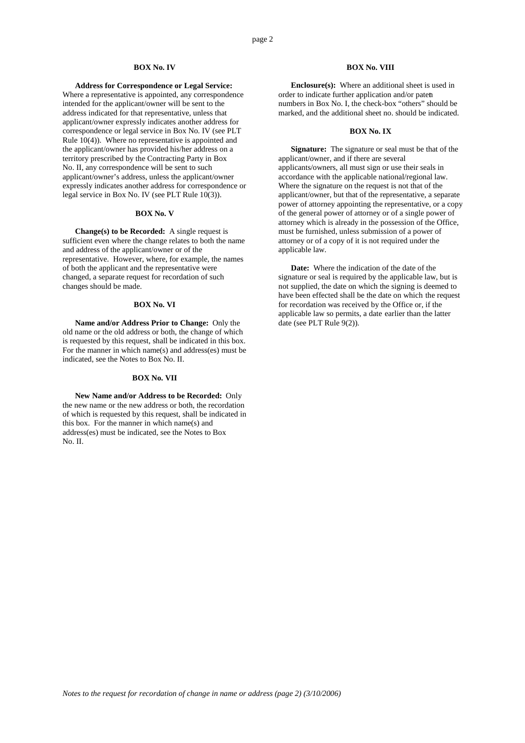### BOX No. IV

**Address for Correspondence or Legal Service:** Where a representative is appointed, any correspondence intended for the applicant/owner will be sent to the address indicated for that representative, unless that applicant/owner expressly indicates another address for correspondence or legal service in Box No. IV (see PLT Rule 10(4)). Where no representative is appointed and the applicant/owner has provided his/her address on a territory prescribed by the Contracting Party in Box No. II, any correspondence will be sent to such applicant/owner's address, unless the applicant/owner expressly indicates another address for correspondence or legal service in Box No. IV (see PLT Rule 10(3)).

### BOX No. V

**Change(s) to be Recorded:** A single request is sufficient even where the change relates to both the name and address of the applicant/owner or of the representative. However, where, for example, the names of both the applicant and the representative were changed, a separate request for recordation of such changes should be made.

### BOX No. VI

**Name and/or Address Prior to Change:** Only the old name or the old address or both, the change of which is requested by this request, shall be indicated in this box. For the manner in which name(s) and address(es) must be indicated, see the Notes to Box No. II.

### BOX No. VII

**New Name and/or Address to be Recorded:** Only the new name or the new address or both, the recordation of which is requested by this request, shall be indicated in this box. For the manner in which name(s) and address(es) must be indicated, see the Notes to Box No. II.

### BOX No. VIII

**Enclosure(s):** Where an additional sheet is used in order to indicate further application and/or patent numbers in Box No. I, the check-box "others" should be marked, and the additional sheet no. should be indicated.

### BOX No. IX

**Signature:** The signature or seal must be that of the applicant/owner, and if there are several applicants/owners, all must sign or use their seals in accordance with the applicable national/regional law. Where the signature on the request is not that of the applicant/owner, but that of the representative, a separate power of attorney appointing the representative, or a copy of the general power of attorney or of a single power of attorney which is already in the possession of the Office, must be furnished, unless submission of a power of attorney or of a copy of it is not required under the applicable law.

**Date:** Where the indication of the date of the signature or seal is required by the applicable law, but is not supplied, the date on which the signing is deemed to have been effected shall be the date on which the request for recordation was received by the Office or, if the applicable law so permits, a date earlier than the latter date (see PLT Rule 9(2)).